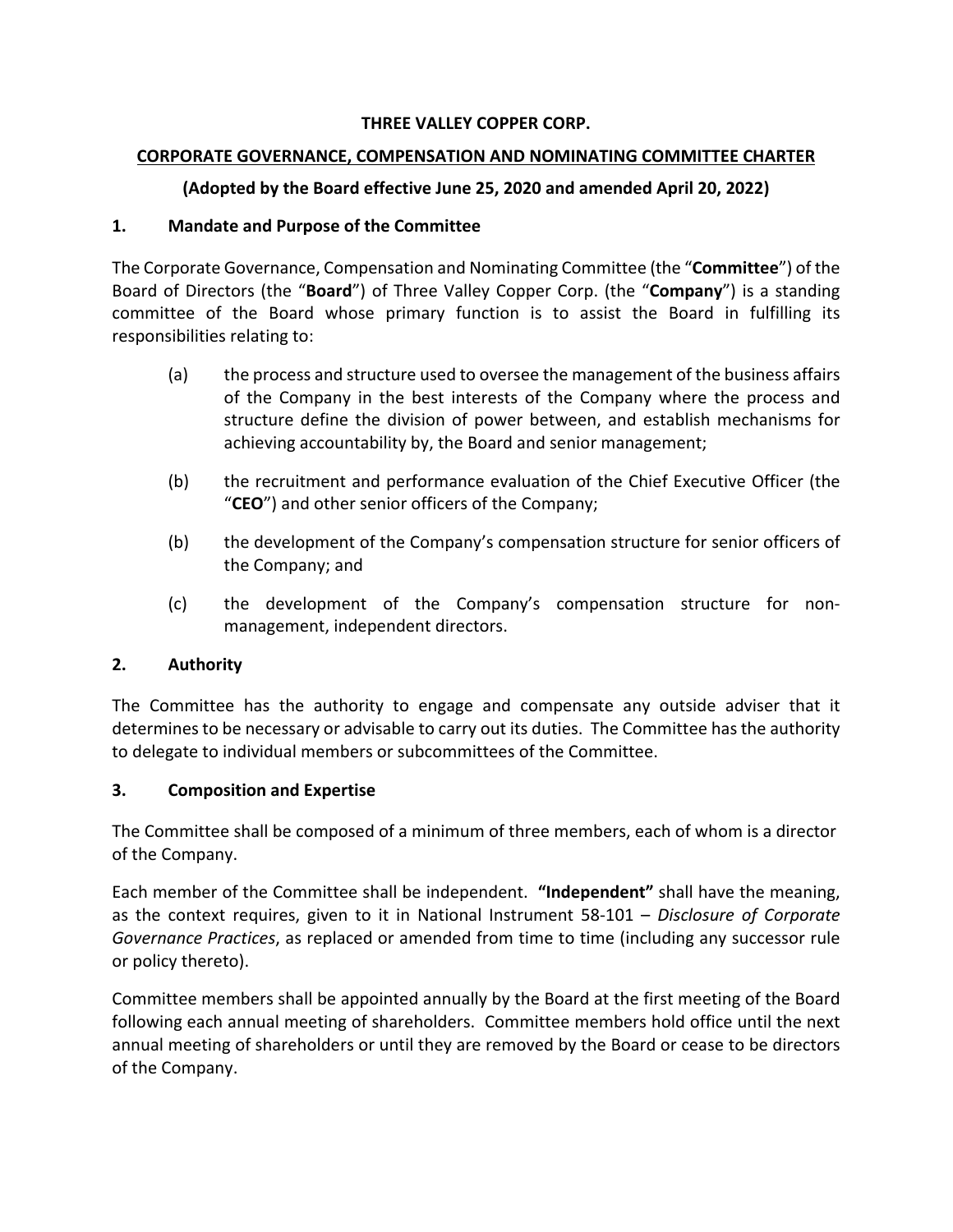**THREE VALLEY COPPER CORP.**

**CORPORATE GOVERNANCE, COMPENSATION AND NOMINATING COMMITTEE CHARTER**

**(Adopted by the Board effective June 25, 2020 and amended April 20, 2022)**

## 1. Mandate and Purpose of the Committee

The Corporate Governance, Compensation and Nominating Committee (the "**Committee**") of the Board of Directors (the "**Board**") of Three Valley Copper Corp. (the "**Company**") is a standing committee of the Board whose primary function is to assist the Board in fulfilling its responsibilities relating to:

(a) the process and structure used to oversee the management of the business affairs of the Company in the best interests of the Company where the process and structure define the division of power between, and establish mechanisms for achieving accountability by, the Board and senior management;

(b) the recruitment and performance evaluation of the Chief Executive Officer (the "**CEO**") and other senior officers of the Company;

(b) the development of the Company's compensation structure for senior officers of the Company; and

(c) the development of the Company's compensation structure for non-management, independent directors.

## 2. Authority

The Committee has the authority to engage and compensate any outside adviser that it determines to be necessary or advisable to carry out its duties. The Committee has the authority to delegate to individual members or subcommittees of the Committee.

## 3. Composition and Expertise

The Committee shall be composed of a minimum of three members, each of whom is a director of the Company.

Each member of the Committee shall be independent. **"Independent"** shall have the meaning, as the context requires, given to it in National Instrument 58-101 – *Disclosure of Corporate Governance Practices*, as replaced or amended from time to time (including any successor rule or policy thereto).

Committee members shall be appointed annually by the Board at the first meeting of the Board following each annual meeting of shareholders. Committee members hold office until the next annual meeting of shareholders or until they are removed by the Board or cease to be directors of the Company.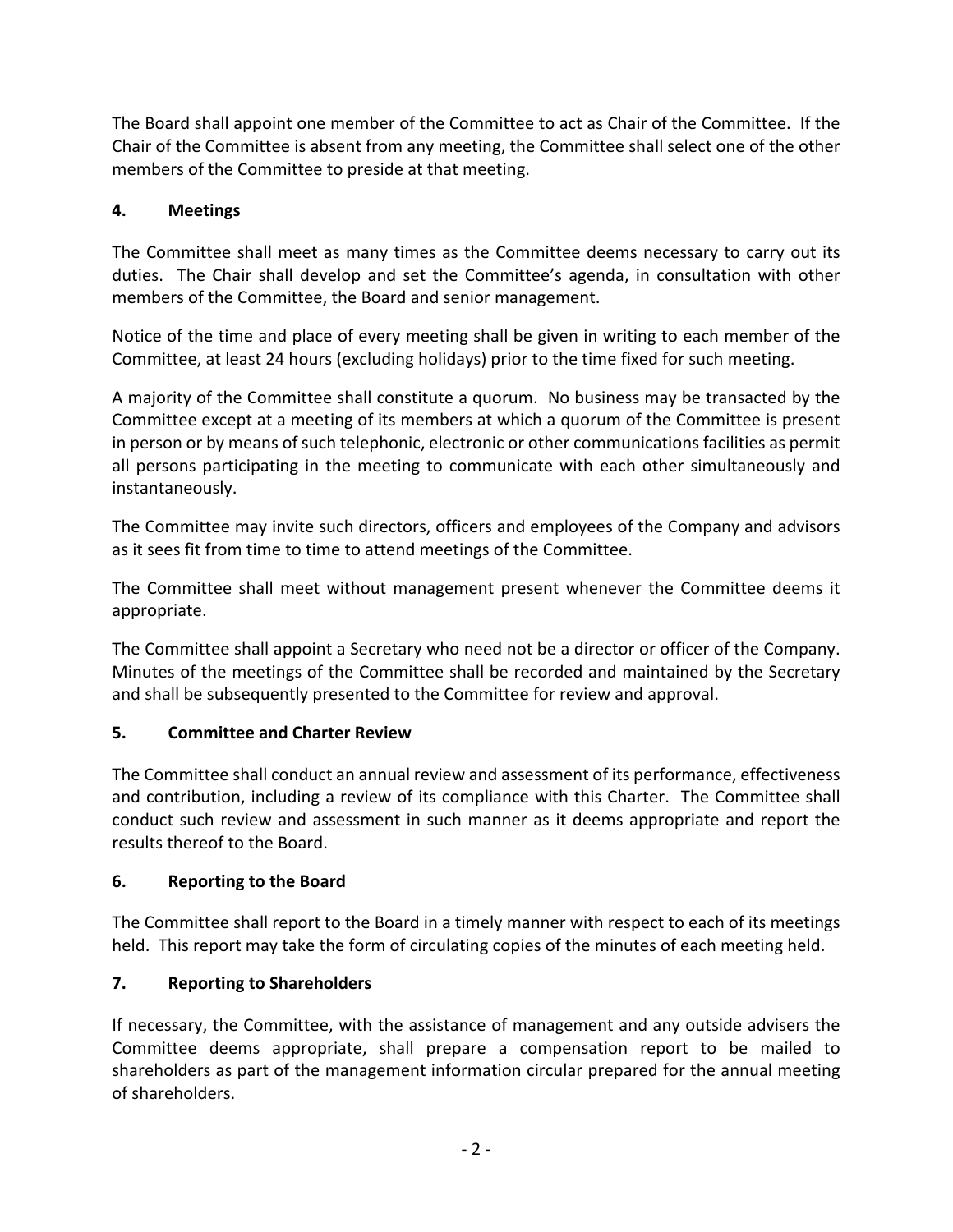The Board shall appoint one member of the Committee to act as Chair of the Committee. If the Chair of the Committee is absent from any meeting, the Committee shall select one of the other members of the Committee to preside at that meeting.

## 4. Meetings

The Committee shall meet as many times as the Committee deems necessary to carry out its duties. The Chair shall develop and set the Committee's agenda, in consultation with other members of the Committee, the Board and senior management.

Notice of the time and place of every meeting shall be given in writing to each member of the Committee, at least 24 hours (excluding holidays) prior to the time fixed for such meeting.

A majority of the Committee shall constitute a quorum. No business may be transacted by the Committee except at a meeting of its members at which a quorum of the Committee is present in person or by means of such telephonic, electronic or other communications facilities as permit all persons participating in the meeting to communicate with each other simultaneously and instantaneously.

The Committee may invite such directors, officers and employees of the Company and advisors as it sees fit from time to time to attend meetings of the Committee.

The Committee shall meet without management present whenever the Committee deems it appropriate.

The Committee shall appoint a Secretary who need not be a director or officer of the Company. Minutes of the meetings of the Committee shall be recorded and maintained by the Secretary and shall be subsequently presented to the Committee for review and approval.

## 5. Committee and Charter Review

The Committee shall conduct an annual review and assessment of its performance, effectiveness and contribution, including a review of its compliance with this Charter. The Committee shall conduct such review and assessment in such manner as it deems appropriate and report the results thereof to the Board.

## 6. Reporting to the Board

The Committee shall report to the Board in a timely manner with respect to each of its meetings held. This report may take the form of circulating copies of the minutes of each meeting held.

## 7. Reporting to Shareholders

If necessary, the Committee, with the assistance of management and any outside advisers the Committee deems appropriate, shall prepare a compensation report to be mailed to shareholders as part of the management information circular prepared for the annual meeting of shareholders.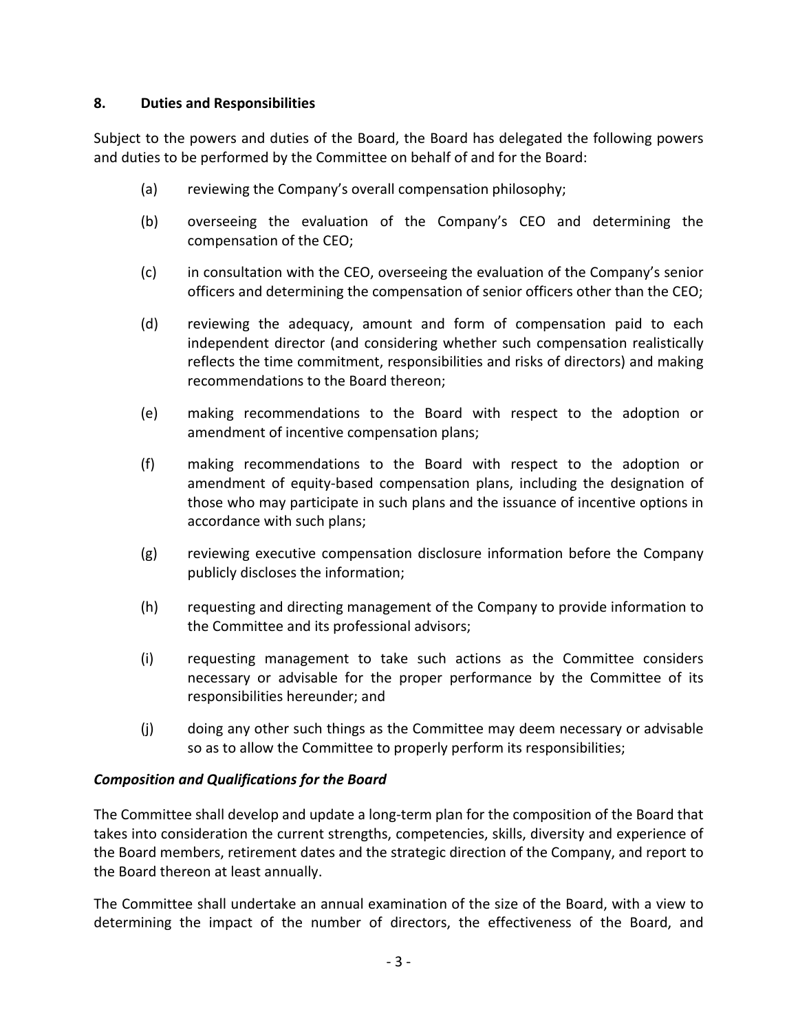## 8. Duties and Responsibilities

Subject to the powers and duties of the Board, the Board has delegated the following powers and duties to be performed by the Committee on behalf of and for the Board:

(a) reviewing the Company's overall compensation philosophy;

(b) overseeing the evaluation of the Company's CEO and determining the compensation of the CEO;

(c) in consultation with the CEO, overseeing the evaluation of the Company's senior officers and determining the compensation of senior officers other than the CEO;

(d) reviewing the adequacy, amount and form of compensation paid to each independent director (and considering whether such compensation realistically reflects the time commitment, responsibilities and risks of directors) and making recommendations to the Board thereon;

(e) making recommendations to the Board with respect to the adoption or amendment of incentive compensation plans;

(f) making recommendations to the Board with respect to the adoption or amendment of equity-based compensation plans, including the designation of those who may participate in such plans and the issuance of incentive options in accordance with such plans;

(g) reviewing executive compensation disclosure information before the Company publicly discloses the information;

(h) requesting and directing management of the Company to provide information to the Committee and its professional advisors;

(i) requesting management to take such actions as the Committee considers necessary or advisable for the proper performance by the Committee of its responsibilities hereunder; and

(j) doing any other such things as the Committee may deem necessary or advisable so as to allow the Committee to properly perform its responsibilities;

***Composition and Qualifications for the Board***

The Committee shall develop and update a long-term plan for the composition of the Board that takes into consideration the current strengths, competencies, skills, diversity and experience of the Board members, retirement dates and the strategic direction of the Company, and report to the Board thereon at least annually.

The Committee shall undertake an annual examination of the size of the Board, with a view to determining the impact of the number of directors, the effectiveness of the Board, and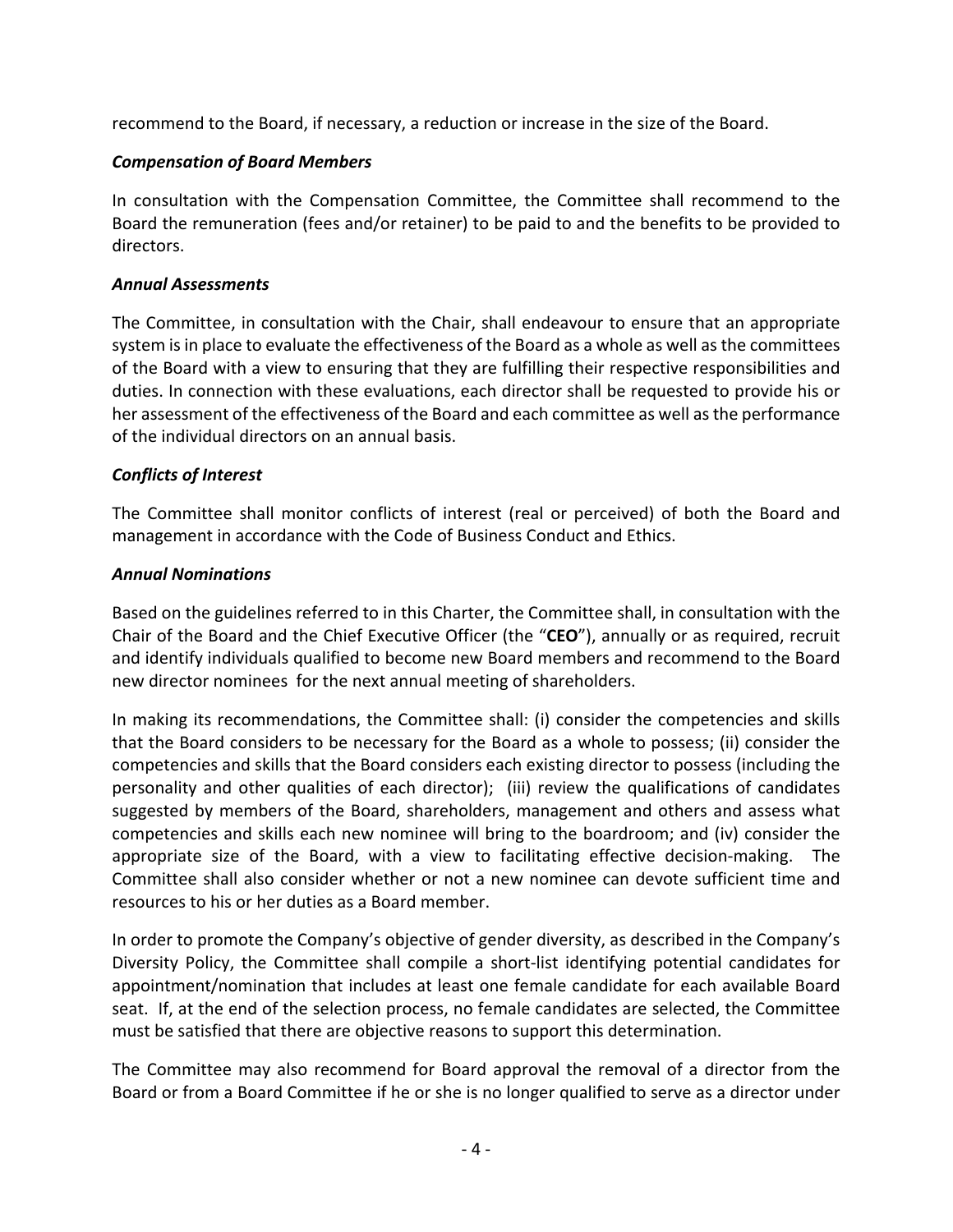recommend to the Board, if necessary, a reduction or increase in the size of the Board.

***Compensation of Board Members***

In consultation with the Compensation Committee, the Committee shall recommend to the Board the remuneration (fees and/or retainer) to be paid to and the benefits to be provided to directors.

***Annual Assessments***

The Committee, in consultation with the Chair, shall endeavour to ensure that an appropriate system is in place to evaluate the effectiveness of the Board as a whole as well as the committees of the Board with a view to ensuring that they are fulfilling their respective responsibilities and duties. In connection with these evaluations, each director shall be requested to provide his or her assessment of the effectiveness of the Board and each committee as well as the performance of the individual directors on an annual basis.

***Conflicts of Interest***

The Committee shall monitor conflicts of interest (real or perceived) of both the Board and management in accordance with the Code of Business Conduct and Ethics.

***Annual Nominations***

Based on the guidelines referred to in this Charter, the Committee shall, in consultation with the Chair of the Board and the Chief Executive Officer (the "**CEO**"), annually or as required, recruit and identify individuals qualified to become new Board members and recommend to the Board new director nominees for the next annual meeting of shareholders.

In making its recommendations, the Committee shall: (i) consider the competencies and skills that the Board considers to be necessary for the Board as a whole to possess; (ii) consider the competencies and skills that the Board considers each existing director to possess (including the personality and other qualities of each director); (iii) review the qualifications of candidates suggested by members of the Board, shareholders, management and others and assess what competencies and skills each new nominee will bring to the boardroom; and (iv) consider the appropriate size of the Board, with a view to facilitating effective decision-making. The Committee shall also consider whether or not a new nominee can devote sufficient time and resources to his or her duties as a Board member.

In order to promote the Company's objective of gender diversity, as described in the Company's Diversity Policy, the Committee shall compile a short-list identifying potential candidates for appointment/nomination that includes at least one female candidate for each available Board seat. If, at the end of the selection process, no female candidates are selected, the Committee must be satisfied that there are objective reasons to support this determination.

The Committee may also recommend for Board approval the removal of a director from the Board or from a Board Committee if he or she is no longer qualified to serve as a director under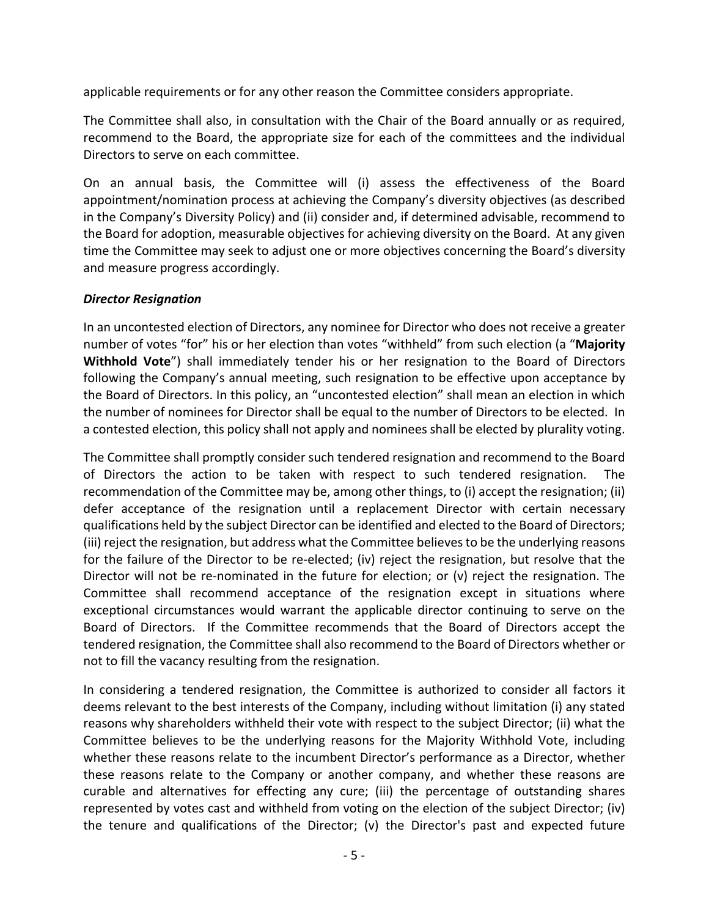applicable requirements or for any other reason the Committee considers appropriate.

The Committee shall also, in consultation with the Chair of the Board annually or as required, recommend to the Board, the appropriate size for each of the committees and the individual Directors to serve on each committee.

On an annual basis, the Committee will (i) assess the effectiveness of the Board appointment/nomination process at achieving the Company's diversity objectives (as described in the Company's Diversity Policy) and (ii) consider and, if determined advisable, recommend to the Board for adoption, measurable objectives for achieving diversity on the Board. At any given time the Committee may seek to adjust one or more objectives concerning the Board's diversity and measure progress accordingly.

***Director Resignation***

In an uncontested election of Directors, any nominee for Director who does not receive a greater number of votes "for" his or her election than votes "withheld" from such election (a "**Majority Withhold Vote**") shall immediately tender his or her resignation to the Board of Directors following the Company's annual meeting, such resignation to be effective upon acceptance by the Board of Directors. In this policy, an "uncontested election" shall mean an election in which the number of nominees for Director shall be equal to the number of Directors to be elected. In a contested election, this policy shall not apply and nominees shall be elected by plurality voting.

The Committee shall promptly consider such tendered resignation and recommend to the Board of Directors the action to be taken with respect to such tendered resignation. The recommendation of the Committee may be, among other things, to (i) accept the resignation; (ii) defer acceptance of the resignation until a replacement Director with certain necessary qualifications held by the subject Director can be identified and elected to the Board of Directors; (iii) reject the resignation, but address what the Committee believes to be the underlying reasons for the failure of the Director to be re-elected; (iv) reject the resignation, but resolve that the Director will not be re-nominated in the future for election; or (v) reject the resignation. The Committee shall recommend acceptance of the resignation except in situations where exceptional circumstances would warrant the applicable director continuing to serve on the Board of Directors. If the Committee recommends that the Board of Directors accept the tendered resignation, the Committee shall also recommend to the Board of Directors whether or not to fill the vacancy resulting from the resignation.

In considering a tendered resignation, the Committee is authorized to consider all factors it deems relevant to the best interests of the Company, including without limitation (i) any stated reasons why shareholders withheld their vote with respect to the subject Director; (ii) what the Committee believes to be the underlying reasons for the Majority Withhold Vote, including whether these reasons relate to the incumbent Director's performance as a Director, whether these reasons relate to the Company or another company, and whether these reasons are curable and alternatives for effecting any cure; (iii) the percentage of outstanding shares represented by votes cast and withheld from voting on the election of the subject Director; (iv) the tenure and qualifications of the Director; (v) the Director's past and expected future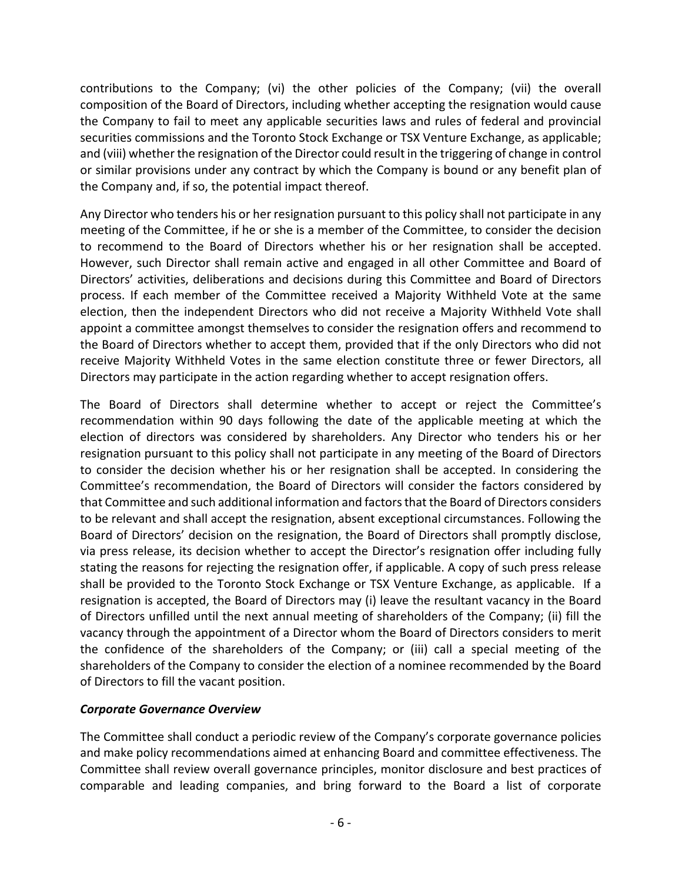contributions to the Company; (vi) the other policies of the Company; (vii) the overall composition of the Board of Directors, including whether accepting the resignation would cause the Company to fail to meet any applicable securities laws and rules of federal and provincial securities commissions and the Toronto Stock Exchange or TSX Venture Exchange, as applicable; and (viii) whether the resignation of the Director could result in the triggering of change in control or similar provisions under any contract by which the Company is bound or any benefit plan of the Company and, if so, the potential impact thereof.

Any Director who tenders his or her resignation pursuant to this policy shall not participate in any meeting of the Committee, if he or she is a member of the Committee, to consider the decision to recommend to the Board of Directors whether his or her resignation shall be accepted. However, such Director shall remain active and engaged in all other Committee and Board of Directors' activities, deliberations and decisions during this Committee and Board of Directors process. If each member of the Committee received a Majority Withheld Vote at the same election, then the independent Directors who did not receive a Majority Withheld Vote shall appoint a committee amongst themselves to consider the resignation offers and recommend to the Board of Directors whether to accept them, provided that if the only Directors who did not receive Majority Withheld Votes in the same election constitute three or fewer Directors, all Directors may participate in the action regarding whether to accept resignation offers.

The Board of Directors shall determine whether to accept or reject the Committee's recommendation within 90 days following the date of the applicable meeting at which the election of directors was considered by shareholders. Any Director who tenders his or her resignation pursuant to this policy shall not participate in any meeting of the Board of Directors to consider the decision whether his or her resignation shall be accepted. In considering the Committee's recommendation, the Board of Directors will consider the factors considered by that Committee and such additional information and factors that the Board of Directors considers to be relevant and shall accept the resignation, absent exceptional circumstances. Following the Board of Directors' decision on the resignation, the Board of Directors shall promptly disclose, via press release, its decision whether to accept the Director's resignation offer including fully stating the reasons for rejecting the resignation offer, if applicable. A copy of such press release shall be provided to the Toronto Stock Exchange or TSX Venture Exchange, as applicable. If a resignation is accepted, the Board of Directors may (i) leave the resultant vacancy in the Board of Directors unfilled until the next annual meeting of shareholders of the Company; (ii) fill the vacancy through the appointment of a Director whom the Board of Directors considers to merit the confidence of the shareholders of the Company; or (iii) call a special meeting of the shareholders of the Company to consider the election of a nominee recommended by the Board of Directors to fill the vacant position.

***Corporate Governance Overview***

The Committee shall conduct a periodic review of the Company's corporate governance policies and make policy recommendations aimed at enhancing Board and committee effectiveness. The Committee shall review overall governance principles, monitor disclosure and best practices of comparable and leading companies, and bring forward to the Board a list of corporate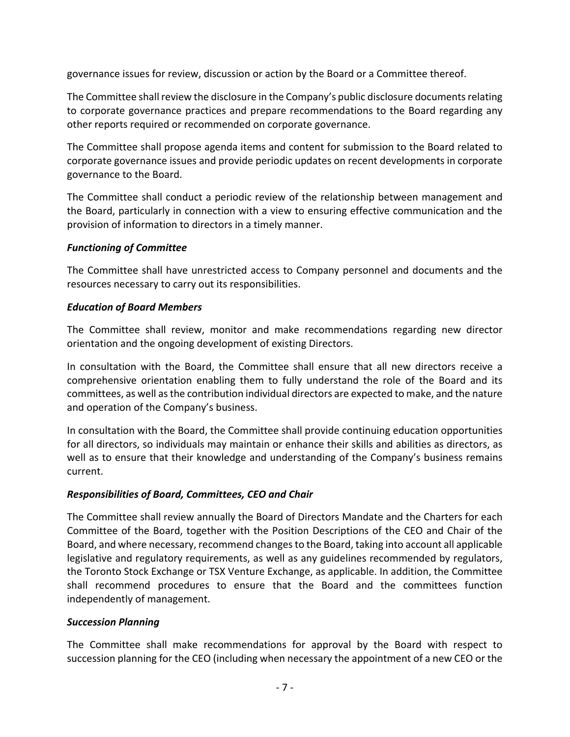governance issues for review, discussion or action by the Board or a Committee thereof.

The Committee shall review the disclosure in the Company's public disclosure documents relating to corporate governance practices and prepare recommendations to the Board regarding any other reports required or recommended on corporate governance.

The Committee shall propose agenda items and content for submission to the Board related to corporate governance issues and provide periodic updates on recent developments in corporate governance to the Board.

The Committee shall conduct a periodic review of the relationship between management and the Board, particularly in connection with a view to ensuring effective communication and the provision of information to directors in a timely manner.

***Functioning of Committee***

The Committee shall have unrestricted access to Company personnel and documents and the resources necessary to carry out its responsibilities.

***Education of Board Members***

The Committee shall review, monitor and make recommendations regarding new director orientation and the ongoing development of existing Directors.

In consultation with the Board, the Committee shall ensure that all new directors receive a comprehensive orientation enabling them to fully understand the role of the Board and its committees, as well as the contribution individual directors are expected to make, and the nature and operation of the Company's business.

In consultation with the Board, the Committee shall provide continuing education opportunities for all directors, so individuals may maintain or enhance their skills and abilities as directors, as well as to ensure that their knowledge and understanding of the Company's business remains current.

***Responsibilities of Board, Committees, CEO and Chair***

The Committee shall review annually the Board of Directors Mandate and the Charters for each Committee of the Board, together with the Position Descriptions of the CEO and Chair of the Board, and where necessary, recommend changes to the Board, taking into account all applicable legislative and regulatory requirements, as well as any guidelines recommended by regulators, the Toronto Stock Exchange or TSX Venture Exchange, as applicable. In addition, the Committee shall recommend procedures to ensure that the Board and the committees function independently of management.

***Succession Planning***

The Committee shall make recommendations for approval by the Board with respect to succession planning for the CEO (including when necessary the appointment of a new CEO or the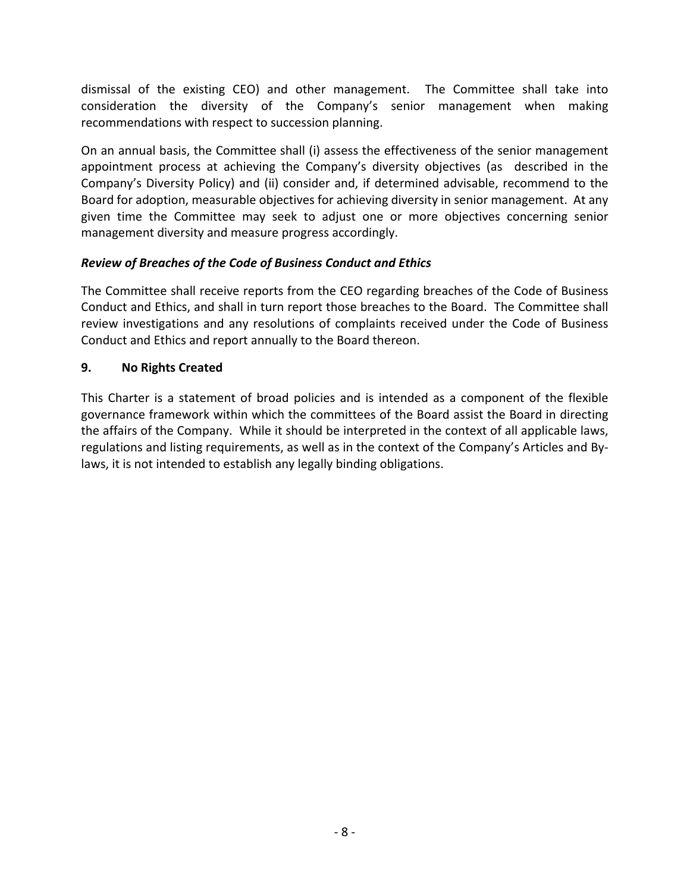dismissal of the existing CEO) and other management. The Committee shall take into consideration the diversity of the Company's senior management when making recommendations with respect to succession planning.

On an annual basis, the Committee shall (i) assess the effectiveness of the senior management appointment process at achieving the Company's diversity objectives (as described in the Company's Diversity Policy) and (ii) consider and, if determined advisable, recommend to the Board for adoption, measurable objectives for achieving diversity in senior management. At any given time the Committee may seek to adjust one or more objectives concerning senior management diversity and measure progress accordingly.

***Review of Breaches of the Code of Business Conduct and Ethics***

The Committee shall receive reports from the CEO regarding breaches of the Code of Business Conduct and Ethics, and shall in turn report those breaches to the Board. The Committee shall review investigations and any resolutions of complaints received under the Code of Business Conduct and Ethics and report annually to the Board thereon.

## 9. No Rights Created

This Charter is a statement of broad policies and is intended as a component of the flexible governance framework within which the committees of the Board assist the Board in directing the affairs of the Company. While it should be interpreted in the context of all applicable laws, regulations and listing requirements, as well as in the context of the Company's Articles and By-laws, it is not intended to establish any legally binding obligations.